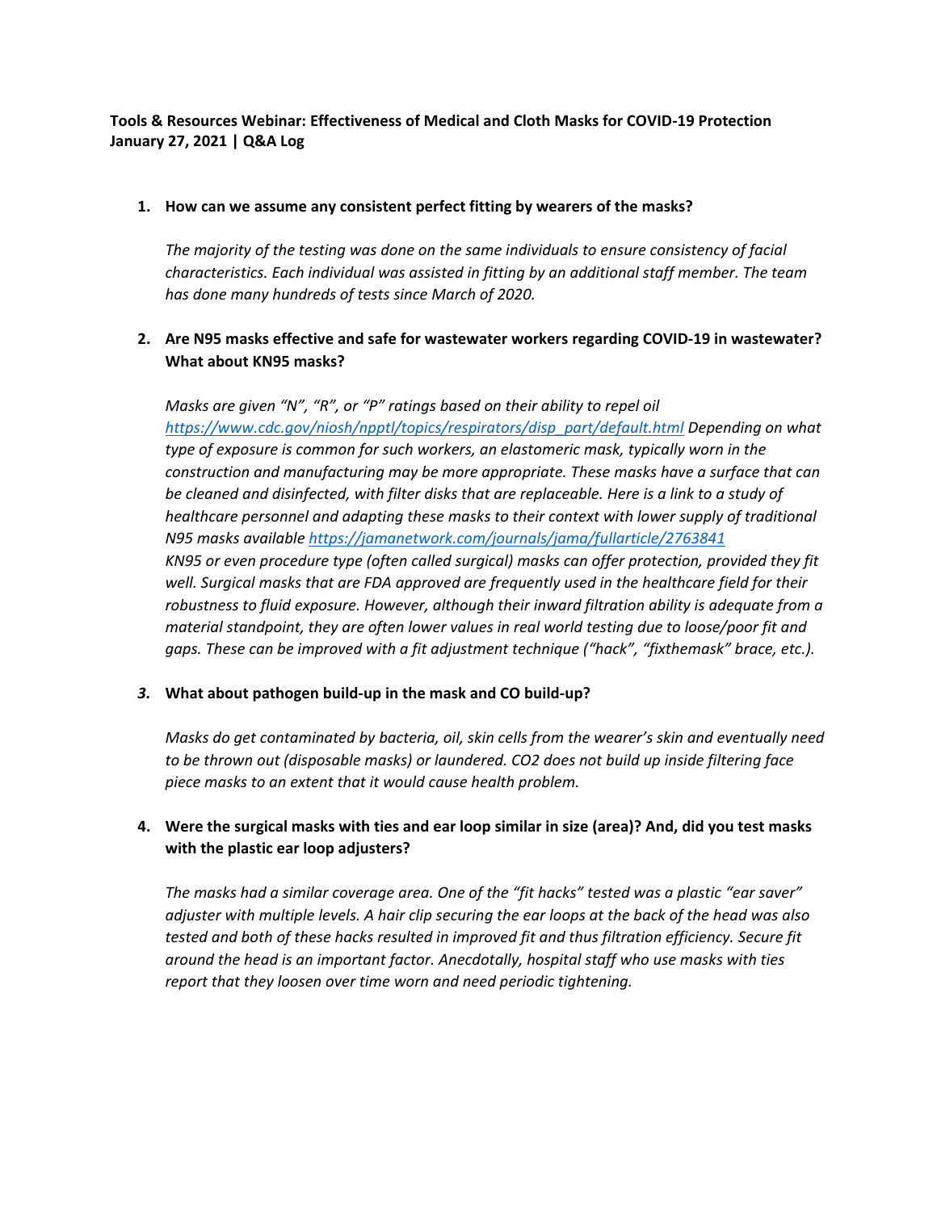**Tools & Resources Webinar: Effectiveness of Medical and Cloth Masks for COVID-19 Protection**
**January 27, 2021 | Q&A Log**

1. **How can we assume any consistent perfect fitting by wearers of the masks?**

   *The majority of the testing was done on the same individuals to ensure consistency of facial characteristics. Each individual was assisted in fitting by an additional staff member. The team has done many hundreds of tests since March of 2020.*

2. **Are N95 masks effective and safe for wastewater workers regarding COVID-19 in wastewater? What about KN95 masks?**

   *Masks are given "N", "R", or "P" ratings based on their ability to repel oil [https://www.cdc.gov/niosh/npptl/topics/respirators/disp_part/default.html](https://www.cdc.gov/niosh/npptl/topics/respirators/disp_part/default.html) Depending on what type of exposure is common for such workers, an elastomeric mask, typically worn in the construction and manufacturing may be more appropriate. These masks have a surface that can be cleaned and disinfected, with filter disks that are replaceable. Here is a link to a study of healthcare personnel and adapting these masks to their context with lower supply of traditional N95 masks available [https://jamanetwork.com/journals/jama/fullarticle/2763841](https://jamanetwork.com/journals/jama/fullarticle/2763841)*
   *KN95 or even procedure type (often called surgical) masks can offer protection, provided they fit well. Surgical masks that are FDA approved are frequently used in the healthcare field for their robustness to fluid exposure. However, although their inward filtration ability is adequate from a material standpoint, they are often lower values in real world testing due to loose/poor fit and gaps. These can be improved with a fit adjustment technique ("hack", "fixthemask" brace, etc.).*

3. **What about pathogen build-up in the mask and CO build-up?**

   *Masks do get contaminated by bacteria, oil, skin cells from the wearer's skin and eventually need to be thrown out (disposable masks) or laundered. $CO_2$ does not build up inside filtering face piece masks to an extent that it would cause health problem.*

4. **Were the surgical masks with ties and ear loop similar in size (area)? And, did you test masks with the plastic ear loop adjusters?**

   *The masks had a similar coverage area. One of the "fit hacks" tested was a plastic "ear saver" adjuster with multiple levels. A hair clip securing the ear loops at the back of the head was also tested and both of these hacks resulted in improved fit and thus filtration efficiency. Secure fit around the head is an important factor. Anecdotally, hospital staff who use masks with ties report that they loosen over time worn and need periodic tightening.*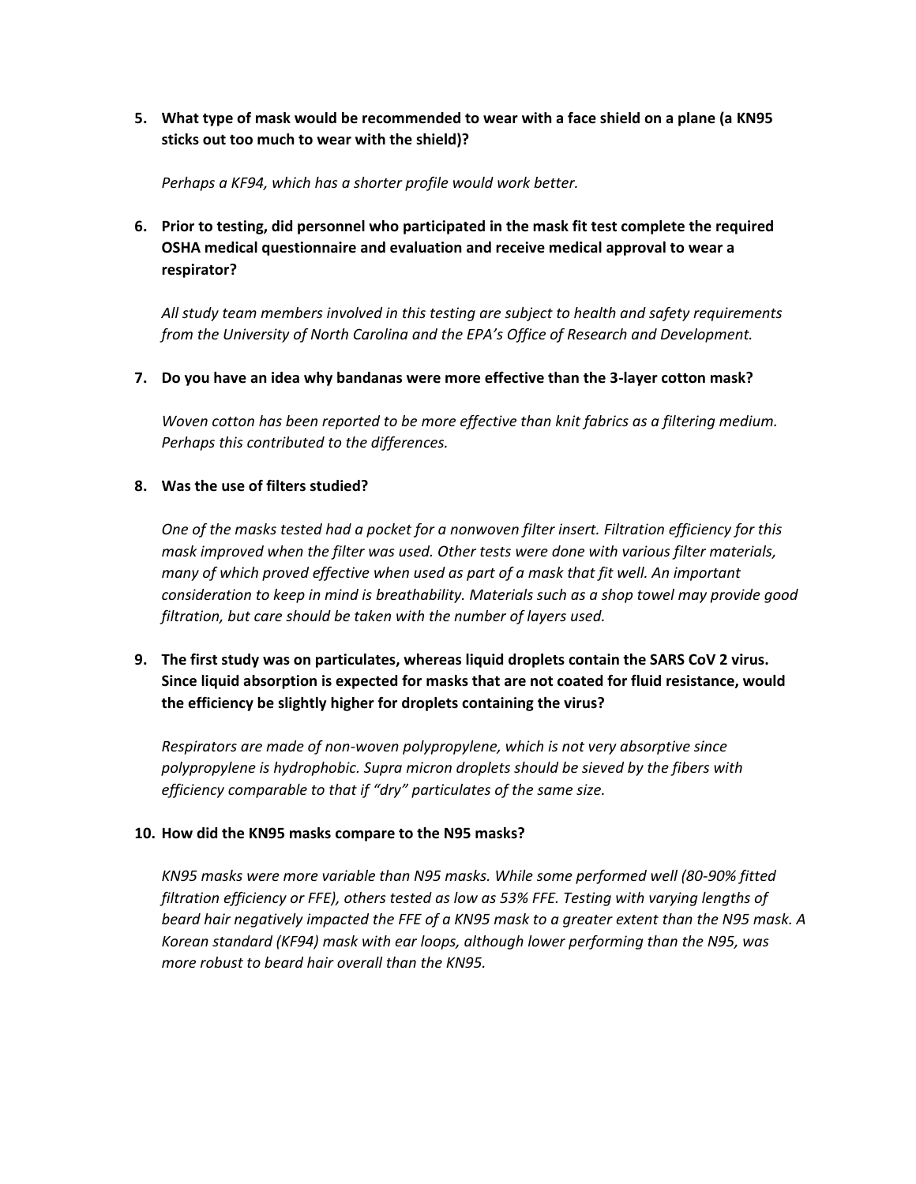5. **What type of mask would be recommended to wear with a face shield on a plane (a KN95 sticks out too much to wear with the shield)?**

   *Perhaps a KF94, which has a shorter profile would work better.*

6. **Prior to testing, did personnel who participated in the mask fit test complete the required OSHA medical questionnaire and evaluation and receive medical approval to wear a respirator?**

   *All study team members involved in this testing are subject to health and safety requirements from the University of North Carolina and the EPA's Office of Research and Development.*

7. **Do you have an idea why bandanas were more effective than the 3-layer cotton mask?**

   *Woven cotton has been reported to be more effective than knit fabrics as a filtering medium. Perhaps this contributed to the differences.*

8. **Was the use of filters studied?**

   *One of the masks tested had a pocket for a nonwoven filter insert. Filtration efficiency for this mask improved when the filter was used. Other tests were done with various filter materials, many of which proved effective when used as part of a mask that fit well. An important consideration to keep in mind is breathability. Materials such as a shop towel may provide good filtration, but care should be taken with the number of layers used.*

9. **The first study was on particulates, whereas liquid droplets contain the SARS CoV 2 virus. Since liquid absorption is expected for masks that are not coated for fluid resistance, would the efficiency be slightly higher for droplets containing the virus?**

   *Respirators are made of non-woven polypropylene, which is not very absorptive since polypropylene is hydrophobic. Supra micron droplets should be sieved by the fibers with efficiency comparable to that if "dry" particulates of the same size.*

10. **How did the KN95 masks compare to the N95 masks?**

    *KN95 masks were more variable than N95 masks. While some performed well (80-90% fitted filtration efficiency or FFE), others tested as low as 53% FFE. Testing with varying lengths of beard hair negatively impacted the FFE of a KN95 mask to a greater extent than the N95 mask. A Korean standard (KF94) mask with ear loops, although lower performing than the N95, was more robust to beard hair overall than the KN95.*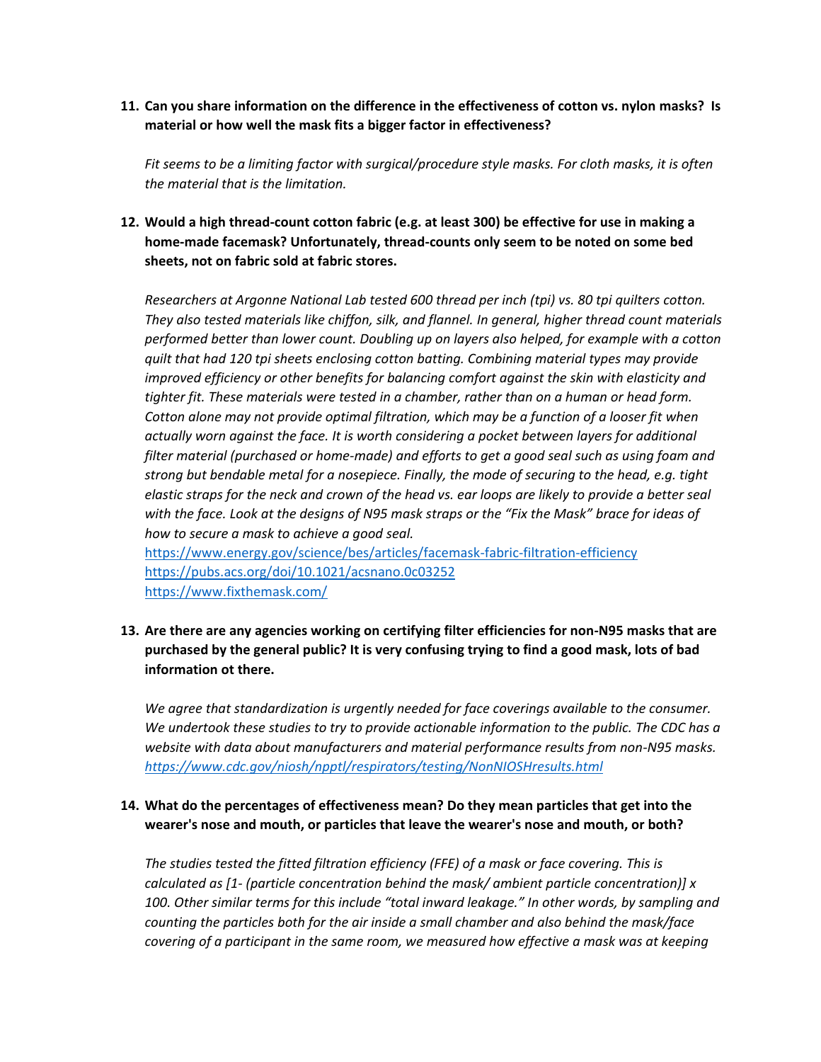11. **Can you share information on the difference in the effectiveness of cotton vs. nylon masks? Is material or how well the mask fits a bigger factor in effectiveness?**

    *Fit seems to be a limiting factor with surgical/procedure style masks. For cloth masks, it is often the material that is the limitation.*

12. **Would a high thread-count cotton fabric (e.g. at least 300) be effective for use in making a home-made facemask? Unfortunately, thread-counts only seem to be noted on some bed sheets, not on fabric sold at fabric stores.**

    *Researchers at Argonne National Lab tested 600 thread per inch (tpi) vs. 80 tpi quilters cotton. They also tested materials like chiffon, silk, and flannel. In general, higher thread count materials performed better than lower count. Doubling up on layers also helped, for example with a cotton quilt that had 120 tpi sheets enclosing cotton batting. Combining material types may provide improved efficiency or other benefits for balancing comfort against the skin with elasticity and tighter fit. These materials were tested in a chamber, rather than on a human or head form. Cotton alone may not provide optimal filtration, which may be a function of a looser fit when actually worn against the face. It is worth considering a pocket between layers for additional filter material (purchased or home-made) and efforts to get a good seal such as using foam and strong but bendable metal for a nosepiece. Finally, the mode of securing to the head, e.g. tight elastic straps for the neck and crown of the head vs. ear loops are likely to provide a better seal with the face. Look at the designs of N95 mask straps or the "Fix the Mask" brace for ideas of how to secure a mask to achieve a good seal.*
    https://www.energy.gov/science/bes/articles/facemask-fabric-filtration-efficiency
    https://pubs.acs.org/doi/10.1021/acsnano.0c03252
    https://www.fixthemask.com/

13. **Are there are any agencies working on certifying filter efficiencies for non-N95 masks that are purchased by the general public? It is very confusing trying to find a good mask, lots of bad information ot there.**

    *We agree that standardization is urgently needed for face coverings available to the consumer. We undertook these studies to try to provide actionable information to the public. The CDC has a website with data about manufacturers and material performance results from non-N95 masks.* *https://www.cdc.gov/niosh/npptl/respirators/testing/NonNIOSHresults.html*

14. **What do the percentages of effectiveness mean? Do they mean particles that get into the wearer's nose and mouth, or particles that leave the wearer's nose and mouth, or both?**

    *The studies tested the fitted filtration efficiency (FFE) of a mask or face covering. This is calculated as [1- (particle concentration behind the mask/ ambient particle concentration)] x 100. Other similar terms for this include "total inward leakage." In other words, by sampling and counting the particles both for the air inside a small chamber and also behind the mask/face covering of a participant in the same room, we measured how effective a mask was at keeping*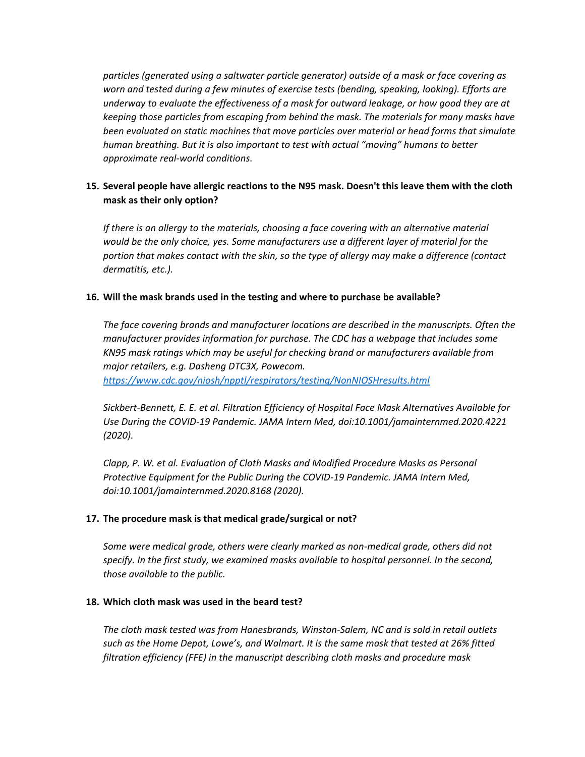*particles (generated using a saltwater particle generator) outside of a mask or face covering as worn and tested during a few minutes of exercise tests (bending, speaking, looking). Efforts are underway to evaluate the effectiveness of a mask for outward leakage, or how good they are at keeping those particles from escaping from behind the mask. The materials for many masks have been evaluated on static machines that move particles over material or head forms that simulate human breathing. But it is also important to test with actual "moving" humans to better approximate real-world conditions.*

15. **Several people have allergic reactions to the N95 mask. Doesn't this leave them with the cloth mask as their only option?**

    *If there is an allergy to the materials, choosing a face covering with an alternative material would be the only choice, yes. Some manufacturers use a different layer of material for the portion that makes contact with the skin, so the type of allergy may make a difference (contact dermatitis, etc.).*

16. **Will the mask brands used in the testing and where to purchase be available?**

    *The face covering brands and manufacturer locations are described in the manuscripts. Often the manufacturer provides information for purchase. The CDC has a webpage that includes some KN95 mask ratings which may be useful for checking brand or manufacturers available from major retailers, e.g. Dasheng DTC3X, Powecom.*
    *[https://www.cdc.gov/niosh/npptl/respirators/testing/NonNIOSHresults.html](https://www.cdc.gov/niosh/npptl/respirators/testing/NonNIOSHresults.html)*

    *Sickbert-Bennett, E. E. et al. Filtration Efficiency of Hospital Face Mask Alternatives Available for Use During the COVID-19 Pandemic. JAMA Intern Med, doi:10.1001/jamainternmed.2020.4221 (2020).*

    *Clapp, P. W. et al. Evaluation of Cloth Masks and Modified Procedure Masks as Personal Protective Equipment for the Public During the COVID-19 Pandemic. JAMA Intern Med, doi:10.1001/jamainternmed.2020.8168 (2020).*

17. **The procedure mask is that medical grade/surgical or not?**

    *Some were medical grade, others were clearly marked as non-medical grade, others did not specify. In the first study, we examined masks available to hospital personnel. In the second, those available to the public.*

18. **Which cloth mask was used in the beard test?**

    *The cloth mask tested was from Hanesbrands, Winston-Salem, NC and is sold in retail outlets such as the Home Depot, Lowe's, and Walmart. It is the same mask that tested at 26% fitted filtration efficiency (FFE) in the manuscript describing cloth masks and procedure mask*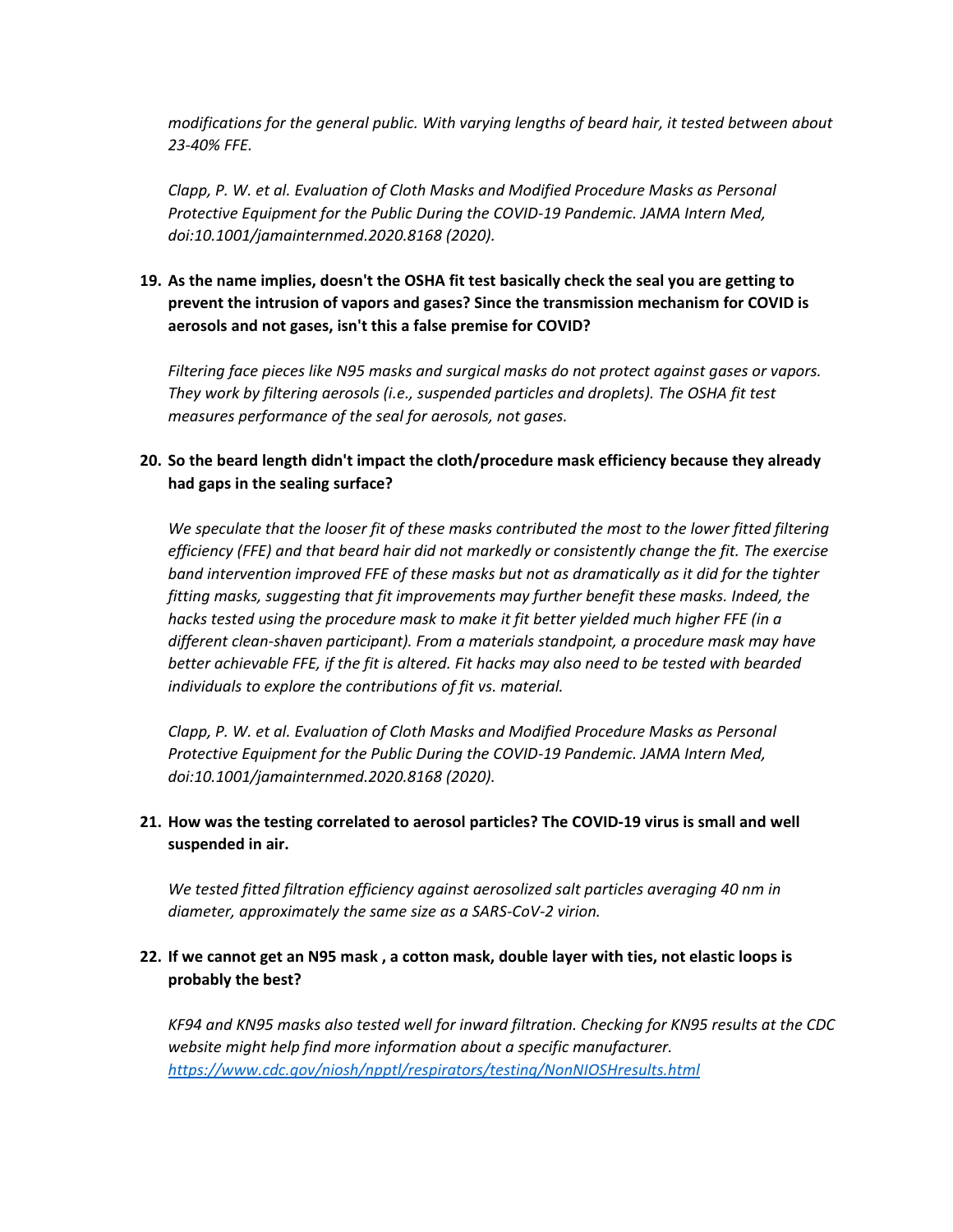*modifications for the general public. With varying lengths of beard hair, it tested between about 23-40% FFE.*

*Clapp, P. W. et al. Evaluation of Cloth Masks and Modified Procedure Masks as Personal Protective Equipment for the Public During the COVID-19 Pandemic. JAMA Intern Med, doi:10.1001/jamainternmed.2020.8168 (2020).*

19. **As the name implies, doesn't the OSHA fit test basically check the seal you are getting to prevent the intrusion of vapors and gases? Since the transmission mechanism for COVID is aerosols and not gases, isn't this a false premise for COVID?**

    *Filtering face pieces like N95 masks and surgical masks do not protect against gases or vapors. They work by filtering aerosols (i.e., suspended particles and droplets). The OSHA fit test measures performance of the seal for aerosols, not gases.*

20. **So the beard length didn't impact the cloth/procedure mask efficiency because they already had gaps in the sealing surface?**

    *We speculate that the looser fit of these masks contributed the most to the lower fitted filtering efficiency (FFE) and that beard hair did not markedly or consistently change the fit. The exercise band intervention improved FFE of these masks but not as dramatically as it did for the tighter fitting masks, suggesting that fit improvements may further benefit these masks. Indeed, the hacks tested using the procedure mask to make it fit better yielded much higher FFE (in a different clean-shaven participant). From a materials standpoint, a procedure mask may have better achievable FFE, if the fit is altered. Fit hacks may also need to be tested with bearded individuals to explore the contributions of fit vs. material.*

    *Clapp, P. W. et al. Evaluation of Cloth Masks and Modified Procedure Masks as Personal Protective Equipment for the Public During the COVID-19 Pandemic. JAMA Intern Med, doi:10.1001/jamainternmed.2020.8168 (2020).*

21. **How was the testing correlated to aerosol particles? The COVID-19 virus is small and well suspended in air.**

    *We tested fitted filtration efficiency against aerosolized salt particles averaging 40 nm in diameter, approximately the same size as a SARS-CoV-2 virion.*

22. **If we cannot get an N95 mask , a cotton mask, double layer with ties, not elastic loops is probably the best?**

    *KF94 and KN95 masks also tested well for inward filtration. Checking for KN95 results at the CDC website might help find more information about a specific manufacturer.* [*https://www.cdc.gov/niosh/npptl/respirators/testing/NonNIOSHresults.html*](https://www.cdc.gov/niosh/npptl/respirators/testing/NonNIOSHresults.html)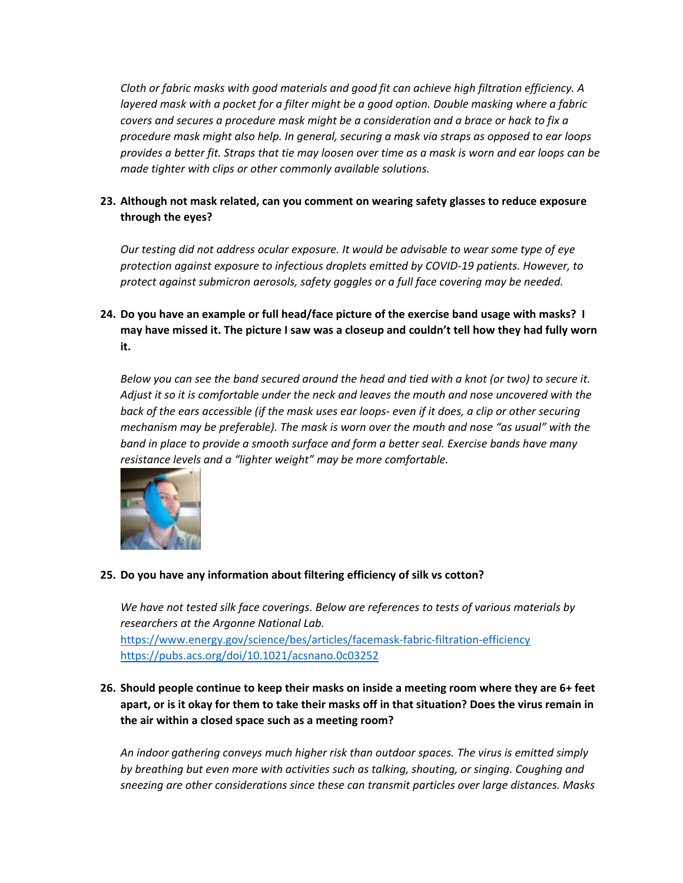*Cloth or fabric masks with good materials and good fit can achieve high filtration efficiency. A layered mask with a pocket for a filter might be a good option. Double masking where a fabric covers and secures a procedure mask might be a consideration and a brace or hack to fix a procedure mask might also help. In general, securing a mask via straps as opposed to ear loops provides a better fit. Straps that tie may loosen over time as a mask is worn and ear loops can be made tighter with clips or other commonly available solutions.*

23. **Although not mask related, can you comment on wearing safety glasses to reduce exposure through the eyes?**

    *Our testing did not address ocular exposure. It would be advisable to wear some type of eye protection against exposure to infectious droplets emitted by COVID-19 patients. However, to protect against submicron aerosols, safety goggles or a full face covering may be needed.*

24. **Do you have an example or full head/face picture of the exercise band usage with masks? I may have missed it. The picture I saw was a closeup and couldn't tell how they had fully worn it.**

    *Below you can see the band secured around the head and tied with a knot (or two) to secure it. Adjust it so it is comfortable under the neck and leaves the mouth and nose uncovered with the back of the ears accessible (if the mask uses ear loops- even if it does, a clip or other securing mechanism may be preferable). The mask is worn over the mouth and nose "as usual" with the band in place to provide a smooth surface and form a better seal. Exercise bands have many resistance levels and a "lighter weight" may be more comfortable.*

25. **Do you have any information about filtering efficiency of silk vs cotton?**

    *We have not tested silk face coverings. Below are references to tests of various materials by researchers at the Argonne National Lab.*
    https://www.energy.gov/science/bes/articles/facemask-fabric-filtration-efficiency
    https://pubs.acs.org/doi/10.1021/acsnano.0c03252

26. **Should people continue to keep their masks on inside a meeting room where they are 6+ feet apart, or is it okay for them to take their masks off in that situation? Does the virus remain in the air within a closed space such as a meeting room?**

    *An indoor gathering conveys much higher risk than outdoor spaces. The virus is emitted simply by breathing but even more with activities such as talking, shouting, or singing. Coughing and sneezing are other considerations since these can transmit particles over large distances. Masks*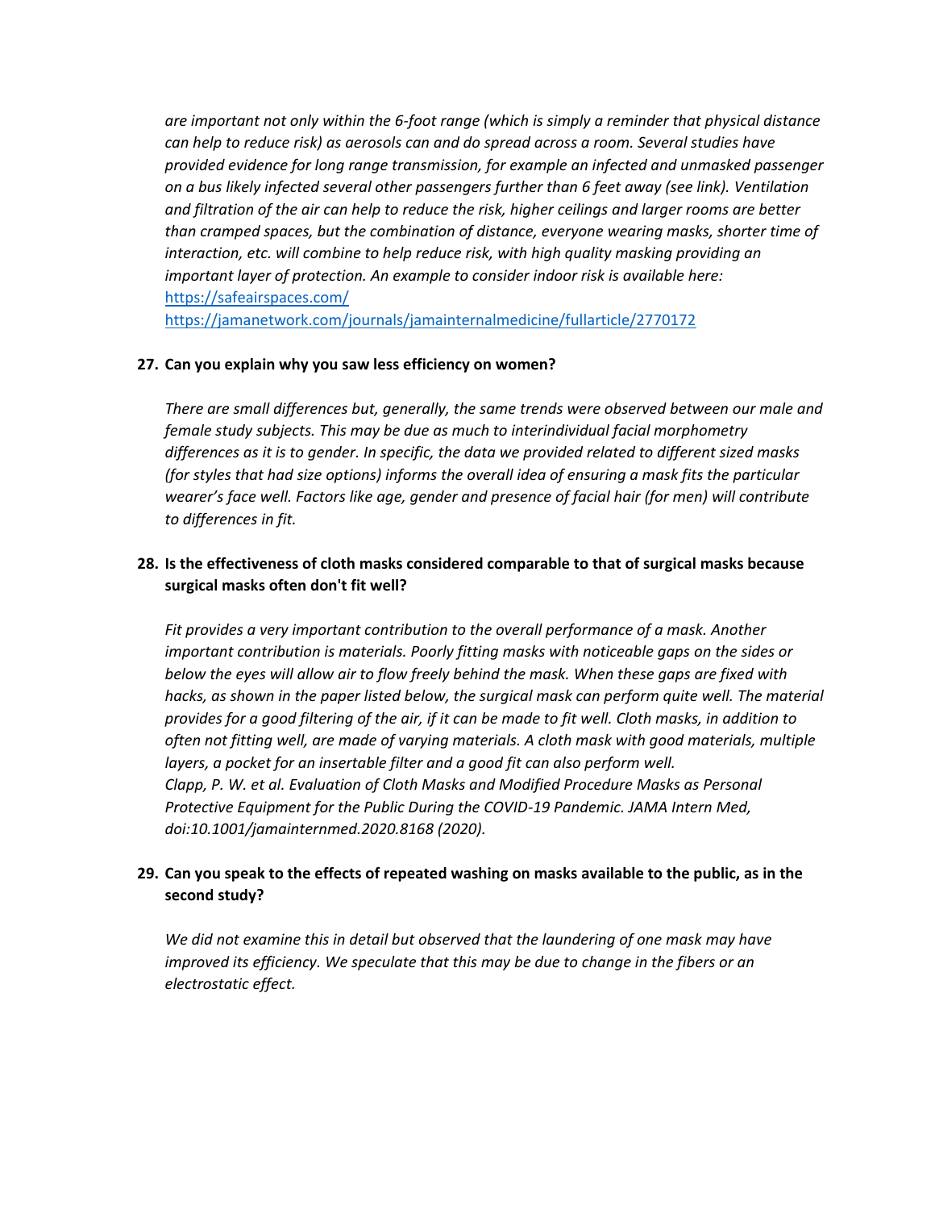*are important not only within the 6-foot range (which is simply a reminder that physical distance can help to reduce risk) as aerosols can and do spread across a room. Several studies have provided evidence for long range transmission, for example an infected and unmasked passenger on a bus likely infected several other passengers further than 6 feet away (see link). Ventilation and filtration of the air can help to reduce the risk, higher ceilings and larger rooms are better than cramped spaces, but the combination of distance, everyone wearing masks, shorter time of interaction, etc. will combine to help reduce risk, with high quality masking providing an important layer of protection. An example to consider indoor risk is available here:*
https://safeairspaces.com/
https://jamanetwork.com/journals/jamainternalmedicine/fullarticle/2770172

**27. Can you explain why you saw less efficiency on women?**

*There are small differences but, generally, the same trends were observed between our male and female study subjects. This may be due as much to interindividual facial morphometry differences as it is to gender. In specific, the data we provided related to different sized masks (for styles that had size options) informs the overall idea of ensuring a mask fits the particular wearer's face well. Factors like age, gender and presence of facial hair (for men) will contribute to differences in fit.*

**28. Is the effectiveness of cloth masks considered comparable to that of surgical masks because surgical masks often don't fit well?**

*Fit provides a very important contribution to the overall performance of a mask. Another important contribution is materials. Poorly fitting masks with noticeable gaps on the sides or below the eyes will allow air to flow freely behind the mask. When these gaps are fixed with hacks, as shown in the paper listed below, the surgical mask can perform quite well. The material provides for a good filtering of the air, if it can be made to fit well. Cloth masks, in addition to often not fitting well, are made of varying materials. A cloth mask with good materials, multiple layers, a pocket for an insertable filter and a good fit can also perform well.*
*Clapp, P. W. et al. Evaluation of Cloth Masks and Modified Procedure Masks as Personal Protective Equipment for the Public During the COVID-19 Pandemic. JAMA Intern Med, doi:10.1001/jamainternmed.2020.8168 (2020).*

**29. Can you speak to the effects of repeated washing on masks available to the public, as in the second study?**

*We did not examine this in detail but observed that the laundering of one mask may have improved its efficiency. We speculate that this may be due to change in the fibers or an electrostatic effect.*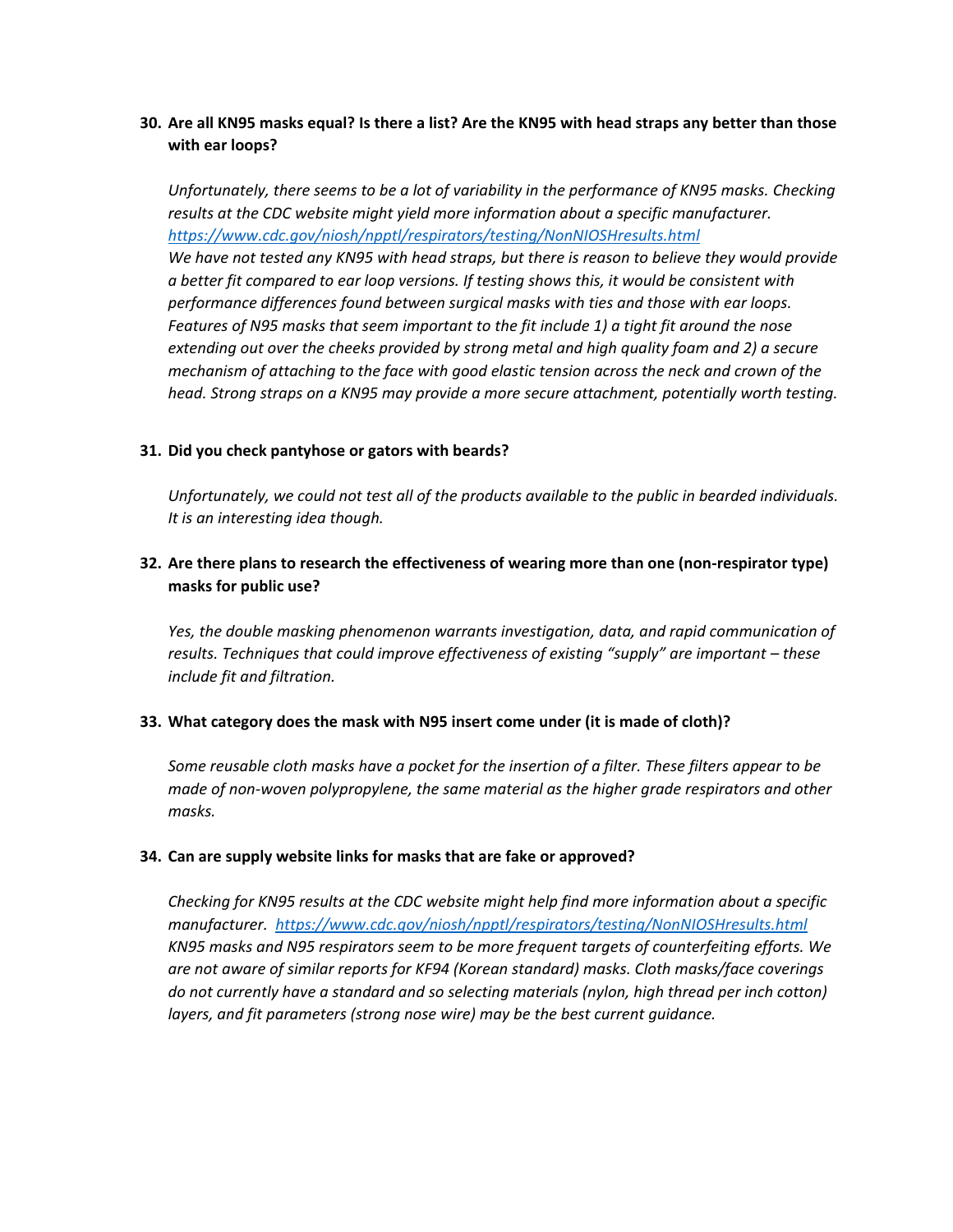**30. Are all KN95 masks equal? Is there a list? Are the KN95 with head straps any better than those with ear loops?**

*Unfortunately, there seems to be a lot of variability in the performance of KN95 masks. Checking results at the CDC website might yield more information about a specific manufacturer.* *https://www.cdc.gov/niosh/npptl/respirators/testing/NonNIOSHresults.html*
*We have not tested any KN95 with head straps, but there is reason to believe they would provide a better fit compared to ear loop versions. If testing shows this, it would be consistent with performance differences found between surgical masks with ties and those with ear loops. Features of N95 masks that seem important to the fit include 1) a tight fit around the nose extending out over the cheeks provided by strong metal and high quality foam and 2) a secure mechanism of attaching to the face with good elastic tension across the neck and crown of the head. Strong straps on a KN95 may provide a more secure attachment, potentially worth testing.*

**31. Did you check pantyhose or gators with beards?**

*Unfortunately, we could not test all of the products available to the public in bearded individuals. It is an interesting idea though.*

**32. Are there plans to research the effectiveness of wearing more than one (non-respirator type) masks for public use?**

*Yes, the double masking phenomenon warrants investigation, data, and rapid communication of results. Techniques that could improve effectiveness of existing "supply" are important – these include fit and filtration.*

**33. What category does the mask with N95 insert come under (it is made of cloth)?**

*Some reusable cloth masks have a pocket for the insertion of a filter. These filters appear to be made of non-woven polypropylene, the same material as the higher grade respirators and other masks.*

**34. Can are supply website links for masks that are fake or approved?**

*Checking for KN95 results at the CDC website might help find more information about a specific manufacturer.* *https://www.cdc.gov/niosh/npptl/respirators/testing/NonNIOSHresults.html*
*KN95 masks and N95 respirators seem to be more frequent targets of counterfeiting efforts. We are not aware of similar reports for KF94 (Korean standard) masks. Cloth masks/face coverings do not currently have a standard and so selecting materials (nylon, high thread per inch cotton) layers, and fit parameters (strong nose wire) may be the best current guidance.*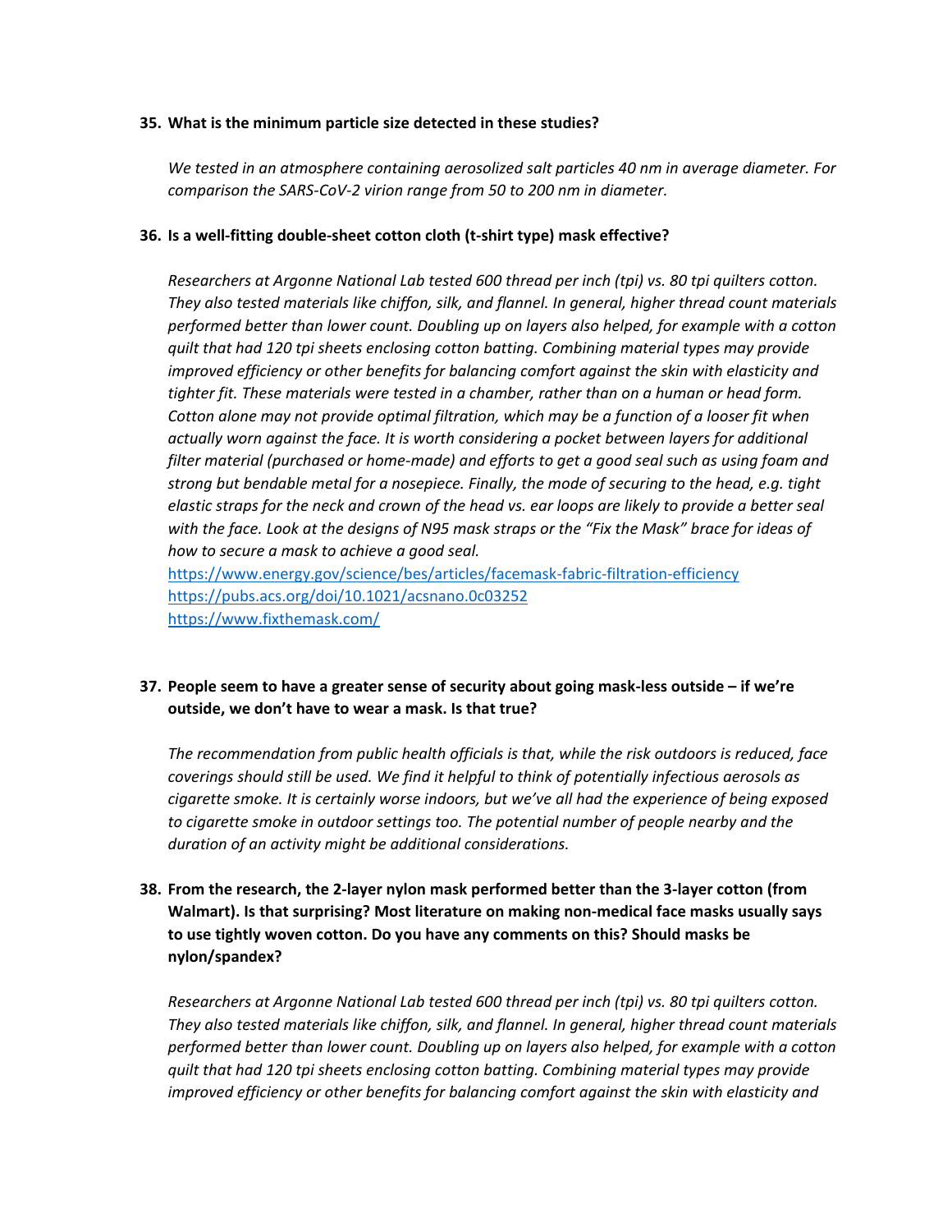**35. What is the minimum particle size detected in these studies?**

*We tested in an atmosphere containing aerosolized salt particles 40 nm in average diameter. For comparison the SARS-CoV-2 virion range from 50 to 200 nm in diameter.*

**36. Is a well-fitting double-sheet cotton cloth (t-shirt type) mask effective?**

*Researchers at Argonne National Lab tested 600 thread per inch (tpi) vs. 80 tpi quilters cotton. They also tested materials like chiffon, silk, and flannel. In general, higher thread count materials performed better than lower count. Doubling up on layers also helped, for example with a cotton quilt that had 120 tpi sheets enclosing cotton batting. Combining material types may provide improved efficiency or other benefits for balancing comfort against the skin with elasticity and tighter fit. These materials were tested in a chamber, rather than on a human or head form. Cotton alone may not provide optimal filtration, which may be a function of a looser fit when actually worn against the face. It is worth considering a pocket between layers for additional filter material (purchased or home-made) and efforts to get a good seal such as using foam and strong but bendable metal for a nosepiece. Finally, the mode of securing to the head, e.g. tight elastic straps for the neck and crown of the head vs. ear loops are likely to provide a better seal with the face. Look at the designs of N95 mask straps or the "Fix the Mask" brace for ideas of how to secure a mask to achieve a good seal.*
https://www.energy.gov/science/bes/articles/facemask-fabric-filtration-efficiency
https://pubs.acs.org/doi/10.1021/acsnano.0c03252
https://www.fixthemask.com/

**37. People seem to have a greater sense of security about going mask-less outside – if we're outside, we don't have to wear a mask. Is that true?**

*The recommendation from public health officials is that, while the risk outdoors is reduced, face coverings should still be used. We find it helpful to think of potentially infectious aerosols as cigarette smoke. It is certainly worse indoors, but we've all had the experience of being exposed to cigarette smoke in outdoor settings too. The potential number of people nearby and the duration of an activity might be additional considerations.*

**38. From the research, the 2-layer nylon mask performed better than the 3-layer cotton (from Walmart). Is that surprising? Most literature on making non-medical face masks usually says to use tightly woven cotton. Do you have any comments on this? Should masks be nylon/spandex?**

*Researchers at Argonne National Lab tested 600 thread per inch (tpi) vs. 80 tpi quilters cotton. They also tested materials like chiffon, silk, and flannel. In general, higher thread count materials performed better than lower count. Doubling up on layers also helped, for example with a cotton quilt that had 120 tpi sheets enclosing cotton batting. Combining material types may provide improved efficiency or other benefits for balancing comfort against the skin with elasticity and*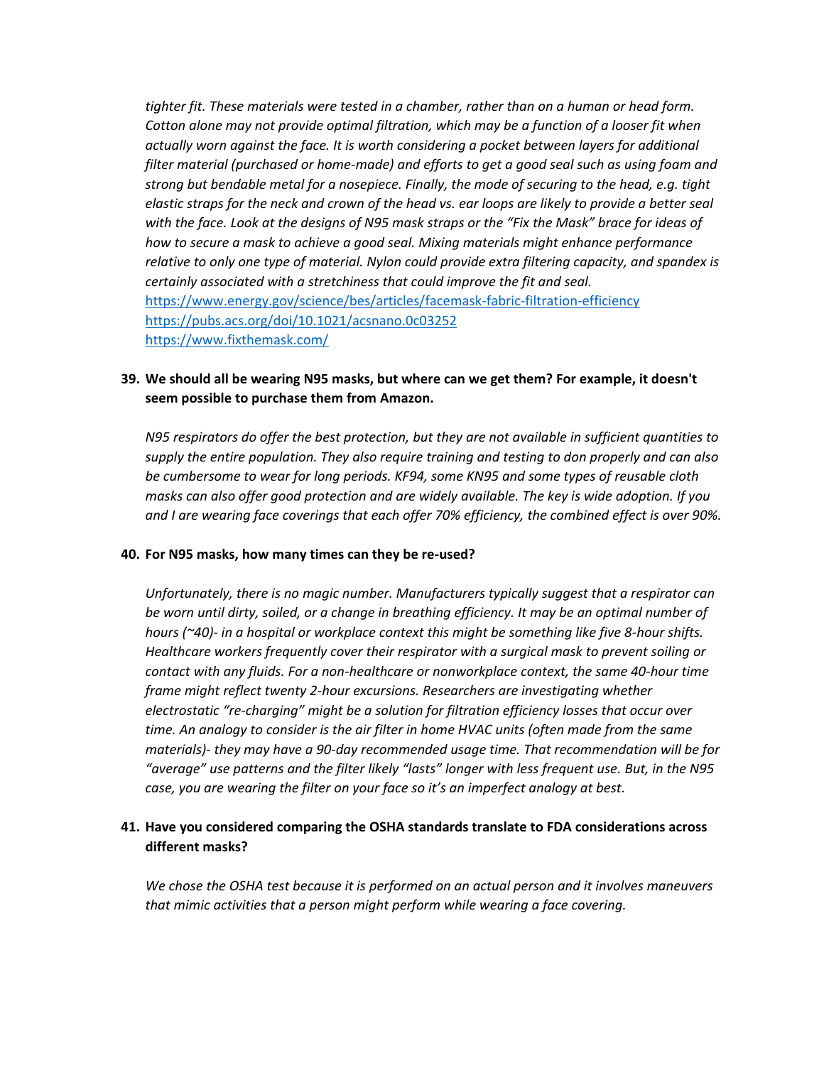*tighter fit. These materials were tested in a chamber, rather than on a human or head form. Cotton alone may not provide optimal filtration, which may be a function of a looser fit when actually worn against the face. It is worth considering a pocket between layers for additional filter material (purchased or home-made) and efforts to get a good seal such as using foam and strong but bendable metal for a nosepiece. Finally, the mode of securing to the head, e.g. tight elastic straps for the neck and crown of the head vs. ear loops are likely to provide a better seal with the face. Look at the designs of N95 mask straps or the "Fix the Mask" brace for ideas of how to secure a mask to achieve a good seal. Mixing materials might enhance performance relative to only one type of material. Nylon could provide extra filtering capacity, and spandex is certainly associated with a stretchiness that could improve the fit and seal.*
https://www.energy.gov/science/bes/articles/facemask-fabric-filtration-efficiency
https://pubs.acs.org/doi/10.1021/acsnano.0c03252
https://www.fixthemask.com/

**39. We should all be wearing N95 masks, but where can we get them? For example, it doesn't seem possible to purchase them from Amazon.**

*N95 respirators do offer the best protection, but they are not available in sufficient quantities to supply the entire population. They also require training and testing to don properly and can also be cumbersome to wear for long periods. KF94, some KN95 and some types of reusable cloth masks can also offer good protection and are widely available. The key is wide adoption. If you and I are wearing face coverings that each offer 70% efficiency, the combined effect is over 90%.*

**40. For N95 masks, how many times can they be re-used?**

*Unfortunately, there is no magic number. Manufacturers typically suggest that a respirator can be worn until dirty, soiled, or a change in breathing efficiency. It may be an optimal number of hours (~40)- in a hospital or workplace context this might be something like five 8-hour shifts. Healthcare workers frequently cover their respirator with a surgical mask to prevent soiling or contact with any fluids. For a non-healthcare or nonworkplace context, the same 40-hour time frame might reflect twenty 2-hour excursions. Researchers are investigating whether electrostatic "re-charging" might be a solution for filtration efficiency losses that occur over time. An analogy to consider is the air filter in home HVAC units (often made from the same materials)- they may have a 90-day recommended usage time. That recommendation will be for "average" use patterns and the filter likely "lasts" longer with less frequent use. But, in the N95 case, you are wearing the filter on your face so it's an imperfect analogy at best.*

**41. Have you considered comparing the OSHA standards translate to FDA considerations across different masks?**

*We chose the OSHA test because it is performed on an actual person and it involves maneuvers that mimic activities that a person might perform while wearing a face covering.*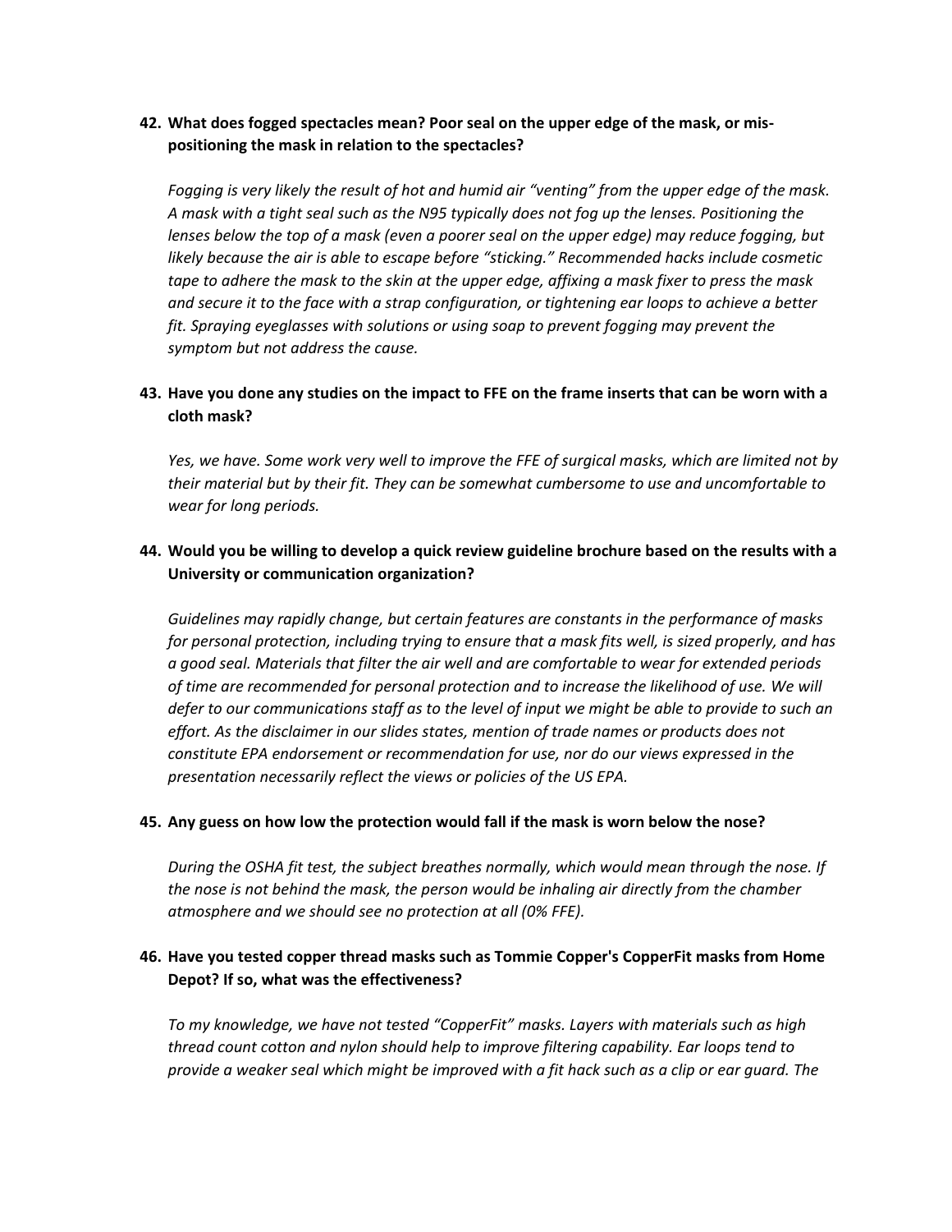**42. What does fogged spectacles mean? Poor seal on the upper edge of the mask, or mis-positioning the mask in relation to the spectacles?**

*Fogging is very likely the result of hot and humid air "venting" from the upper edge of the mask. A mask with a tight seal such as the N95 typically does not fog up the lenses. Positioning the lenses below the top of a mask (even a poorer seal on the upper edge) may reduce fogging, but likely because the air is able to escape before "sticking." Recommended hacks include cosmetic tape to adhere the mask to the skin at the upper edge, affixing a mask fixer to press the mask and secure it to the face with a strap configuration, or tightening ear loops to achieve a better fit. Spraying eyeglasses with solutions or using soap to prevent fogging may prevent the symptom but not address the cause.*

**43. Have you done any studies on the impact to FFE on the frame inserts that can be worn with a cloth mask?**

*Yes, we have. Some work very well to improve the FFE of surgical masks, which are limited not by their material but by their fit. They can be somewhat cumbersome to use and uncomfortable to wear for long periods.*

**44. Would you be willing to develop a quick review guideline brochure based on the results with a University or communication organization?**

*Guidelines may rapidly change, but certain features are constants in the performance of masks for personal protection, including trying to ensure that a mask fits well, is sized properly, and has a good seal. Materials that filter the air well and are comfortable to wear for extended periods of time are recommended for personal protection and to increase the likelihood of use. We will defer to our communications staff as to the level of input we might be able to provide to such an effort. As the disclaimer in our slides states, mention of trade names or products does not constitute EPA endorsement or recommendation for use, nor do our views expressed in the presentation necessarily reflect the views or policies of the US EPA.*

**45. Any guess on how low the protection would fall if the mask is worn below the nose?**

*During the OSHA fit test, the subject breathes normally, which would mean through the nose. If the nose is not behind the mask, the person would be inhaling air directly from the chamber atmosphere and we should see no protection at all (0% FFE).*

**46. Have you tested copper thread masks such as Tommie Copper's CopperFit masks from Home Depot? If so, what was the effectiveness?**

*To my knowledge, we have not tested "CopperFit" masks. Layers with materials such as high thread count cotton and nylon should help to improve filtering capability. Ear loops tend to provide a weaker seal which might be improved with a fit hack such as a clip or ear guard. The*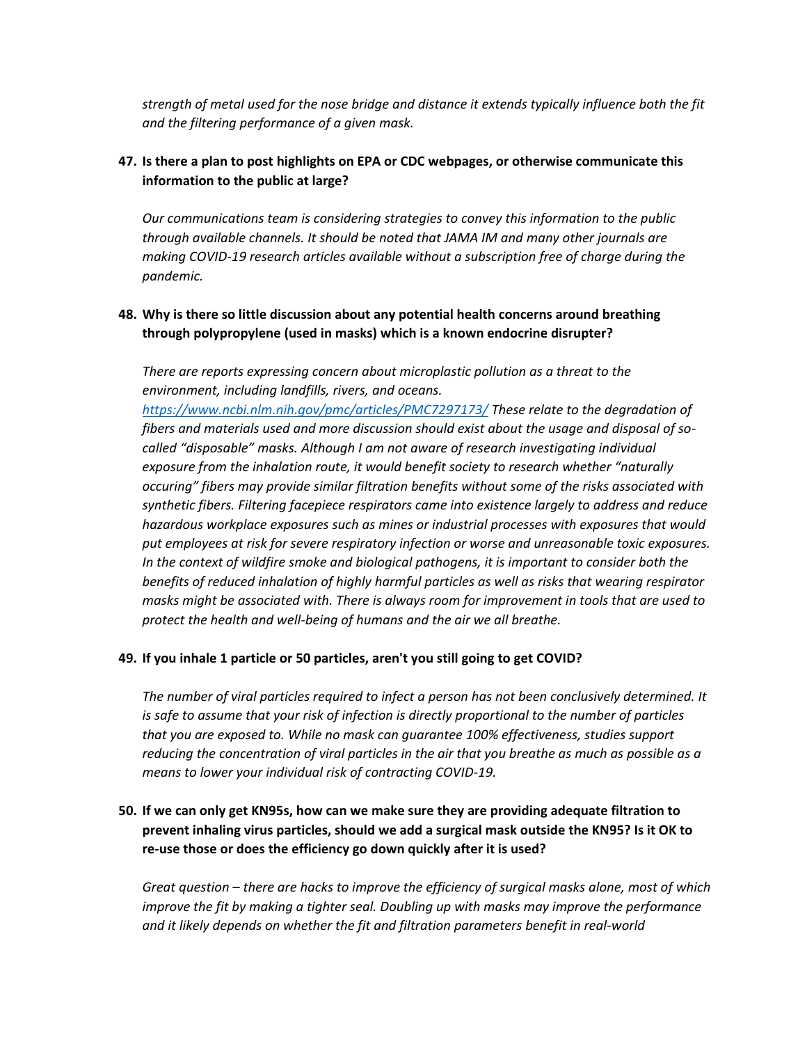*strength of metal used for the nose bridge and distance it extends typically influence both the fit and the filtering performance of a given mask.*

**47. Is there a plan to post highlights on EPA or CDC webpages, or otherwise communicate this information to the public at large?**

*Our communications team is considering strategies to convey this information to the public through available channels. It should be noted that JAMA IM and many other journals are making COVID-19 research articles available without a subscription free of charge during the pandemic.*

**48. Why is there so little discussion about any potential health concerns around breathing through polypropylene (used in masks) which is a known endocrine disrupter?**

*There are reports expressing concern about microplastic pollution as a threat to the environment, including landfills, rivers, and oceans. [https://www.ncbi.nlm.nih.gov/pmc/articles/PMC7297173/](https://www.ncbi.nlm.nih.gov/pmc/articles/PMC7297173/) These relate to the degradation of fibers and materials used and more discussion should exist about the usage and disposal of so-called "disposable" masks. Although I am not aware of research investigating individual exposure from the inhalation route, it would benefit society to research whether "naturally occuring" fibers may provide similar filtration benefits without some of the risks associated with synthetic fibers. Filtering facepiece respirators came into existence largely to address and reduce hazardous workplace exposures such as mines or industrial processes with exposures that would put employees at risk for severe respiratory infection or worse and unreasonable toxic exposures. In the context of wildfire smoke and biological pathogens, it is important to consider both the benefits of reduced inhalation of highly harmful particles as well as risks that wearing respirator masks might be associated with. There is always room for improvement in tools that are used to protect the health and well-being of humans and the air we all breathe.*

**49. If you inhale 1 particle or 50 particles, aren't you still going to get COVID?**

*The number of viral particles required to infect a person has not been conclusively determined. It is safe to assume that your risk of infection is directly proportional to the number of particles that you are exposed to. While no mask can guarantee 100% effectiveness, studies support reducing the concentration of viral particles in the air that you breathe as much as possible as a means to lower your individual risk of contracting COVID-19.*

**50. If we can only get KN95s, how can we make sure they are providing adequate filtration to prevent inhaling virus particles, should we add a surgical mask outside the KN95? Is it OK to re-use those or does the efficiency go down quickly after it is used?**

*Great question – there are hacks to improve the efficiency of surgical masks alone, most of which improve the fit by making a tighter seal. Doubling up with masks may improve the performance and it likely depends on whether the fit and filtration parameters benefit in real-world*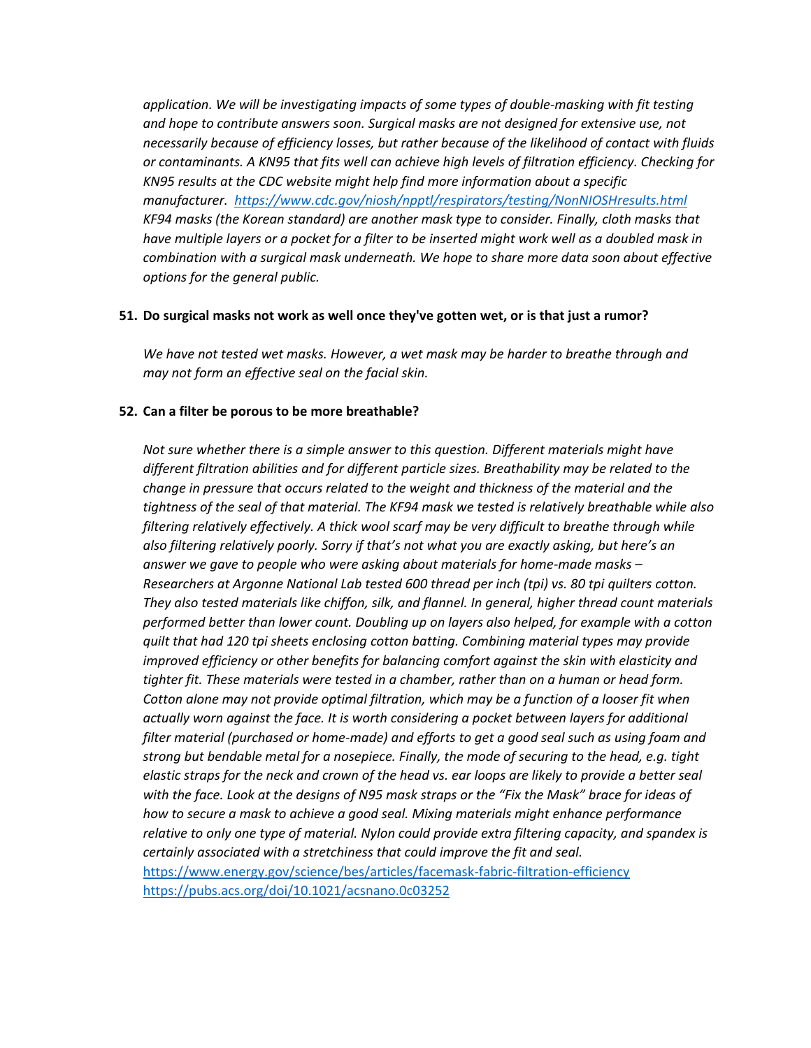*application. We will be investigating impacts of some types of double-masking with fit testing and hope to contribute answers soon. Surgical masks are not designed for extensive use, not necessarily because of efficiency losses, but rather because of the likelihood of contact with fluids or contaminants. A KN95 that fits well can achieve high levels of filtration efficiency. Checking for KN95 results at the CDC website might help find more information about a specific manufacturer. [https://www.cdc.gov/niosh/npptl/respirators/testing/NonNIOSHresults.html](https://www.cdc.gov/niosh/npptl/respirators/testing/NonNIOSHresults.html) KF94 masks (the Korean standard) are another mask type to consider. Finally, cloth masks that have multiple layers or a pocket for a filter to be inserted might work well as a doubled mask in combination with a surgical mask underneath. We hope to share more data soon about effective options for the general public.*

**51. Do surgical masks not work as well once they've gotten wet, or is that just a rumor?**

*We have not tested wet masks. However, a wet mask may be harder to breathe through and may not form an effective seal on the facial skin.*

**52. Can a filter be porous to be more breathable?**

*Not sure whether there is a simple answer to this question. Different materials might have different filtration abilities and for different particle sizes. Breathability may be related to the change in pressure that occurs related to the weight and thickness of the material and the tightness of the seal of that material. The KF94 mask we tested is relatively breathable while also filtering relatively effectively. A thick wool scarf may be very difficult to breathe through while also filtering relatively poorly. Sorry if that's not what you are exactly asking, but here's an answer we gave to people who were asking about materials for home-made masks – Researchers at Argonne National Lab tested 600 thread per inch (tpi) vs. 80 tpi quilters cotton. They also tested materials like chiffon, silk, and flannel. In general, higher thread count materials performed better than lower count. Doubling up on layers also helped, for example with a cotton quilt that had 120 tpi sheets enclosing cotton batting. Combining material types may provide improved efficiency or other benefits for balancing comfort against the skin with elasticity and tighter fit. These materials were tested in a chamber, rather than on a human or head form. Cotton alone may not provide optimal filtration, which may be a function of a looser fit when actually worn against the face. It is worth considering a pocket between layers for additional filter material (purchased or home-made) and efforts to get a good seal such as using foam and strong but bendable metal for a nosepiece. Finally, the mode of securing to the head, e.g. tight elastic straps for the neck and crown of the head vs. ear loops are likely to provide a better seal with the face. Look at the designs of N95 mask straps or the "Fix the Mask" brace for ideas of how to secure a mask to achieve a good seal. Mixing materials might enhance performance relative to only one type of material. Nylon could provide extra filtering capacity, and spandex is certainly associated with a stretchiness that could improve the fit and seal.*
[https://www.energy.gov/science/bes/articles/facemask-fabric-filtration-efficiency](https://www.energy.gov/science/bes/articles/facemask-fabric-filtration-efficiency)
[https://pubs.acs.org/doi/10.1021/acsnano.0c03252](https://pubs.acs.org/doi/10.1021/acsnano.0c03252)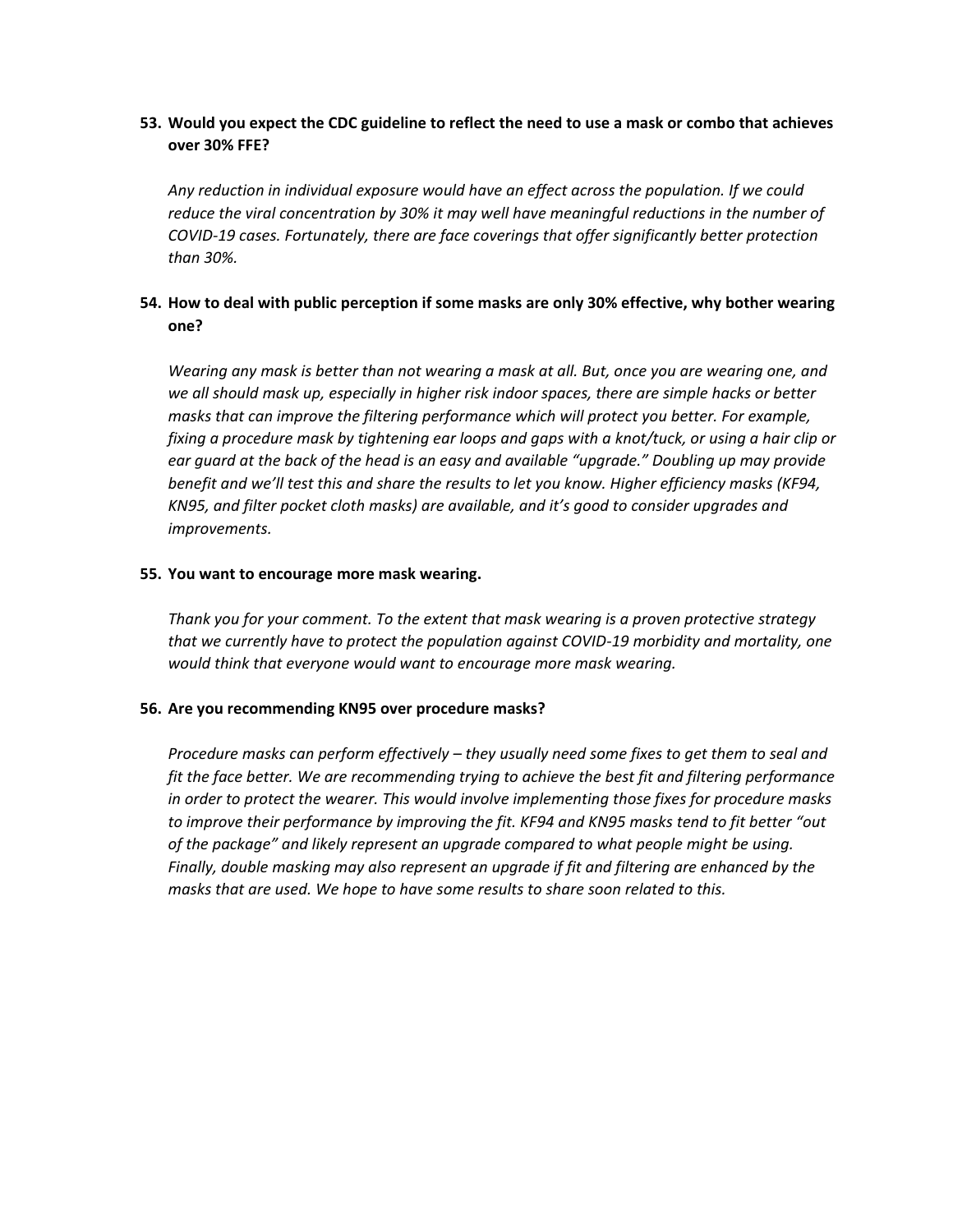**53. Would you expect the CDC guideline to reflect the need to use a mask or combo that achieves over 30% FFE?**

*Any reduction in individual exposure would have an effect across the population. If we could reduce the viral concentration by 30% it may well have meaningful reductions in the number of COVID-19 cases. Fortunately, there are face coverings that offer significantly better protection than 30%.*

**54. How to deal with public perception if some masks are only 30% effective, why bother wearing one?**

*Wearing any mask is better than not wearing a mask at all. But, once you are wearing one, and we all should mask up, especially in higher risk indoor spaces, there are simple hacks or better masks that can improve the filtering performance which will protect you better. For example, fixing a procedure mask by tightening ear loops and gaps with a knot/tuck, or using a hair clip or ear guard at the back of the head is an easy and available "upgrade." Doubling up may provide benefit and we'll test this and share the results to let you know. Higher efficiency masks (KF94, KN95, and filter pocket cloth masks) are available, and it's good to consider upgrades and improvements.*

**55. You want to encourage more mask wearing.**

*Thank you for your comment. To the extent that mask wearing is a proven protective strategy that we currently have to protect the population against COVID-19 morbidity and mortality, one would think that everyone would want to encourage more mask wearing.*

**56. Are you recommending KN95 over procedure masks?**

*Procedure masks can perform effectively – they usually need some fixes to get them to seal and fit the face better. We are recommending trying to achieve the best fit and filtering performance in order to protect the wearer. This would involve implementing those fixes for procedure masks to improve their performance by improving the fit. KF94 and KN95 masks tend to fit better "out of the package" and likely represent an upgrade compared to what people might be using. Finally, double masking may also represent an upgrade if fit and filtering are enhanced by the masks that are used. We hope to have some results to share soon related to this.*